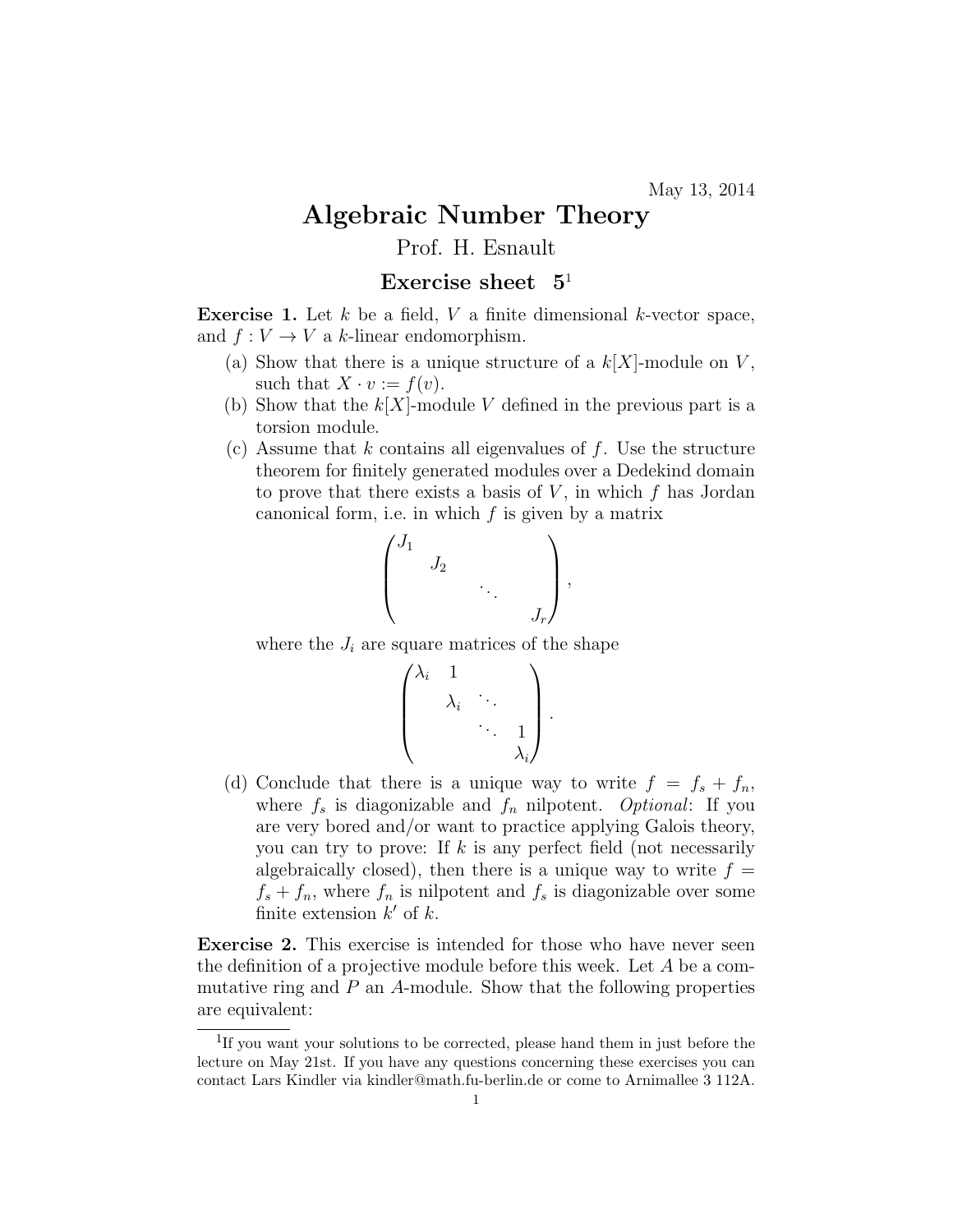May 13, 2014

# Algebraic Number Theory

Prof. H. Esnault

## Exercise sheet 5[1]

**Exercise 1.** Let $k$ be a field, $V$ a finite dimensional $k$-vector space, and $f : V \to V$ a $k$-linear endomorphism.

(a) Show that there is a unique structure of a $k[X]$-module on $V$, such that $X \cdot v := f(v)$.

(b) Show that the $k[X]$-module $V$ defined in the previous part is a torsion module.

(c) Assume that $k$ contains all eigenvalues of $f$. Use the structure theorem for finitely generated modules over a Dedekind domain to prove that there exists a basis of $V$, in which $f$ has Jordan canonical form, i.e. in which $f$ is given by a matrix

$$\begin{pmatrix} J_1 & & & \\ & J_2 & & \\ & & \ddots & \\ & & & J_r \end{pmatrix},$$

where the $J_i$ are square matrices of the shape

$$\begin{pmatrix} \lambda_i & 1 & & \\ & \lambda_i & \ddots & \\ & & \ddots & 1 \\ & & & \lambda_i \end{pmatrix}.$$

(d) Conclude that there is a unique way to write $f = f_s + f_n$, where $f_s$ is diagonizable and $f_n$ nilpotent. *Optional*: If you are very bored and/or want to practice applying Galois theory, you can try to prove: If $k$ is any perfect field (not necessarily algebraically closed), then there is a unique way to write $f = f_s + f_n$, where $f_n$ is nilpotent and $f_s$ is diagonizable over some finite extension $k'$ of $k$.

**Exercise 2.** This exercise is intended for those who have never seen the definition of a projective module before this week. Let $A$ be a commutative ring and $P$ an $A$-module. Show that the following properties are equivalent:

[1] If you want your solutions to be corrected, please hand them in just before the lecture on May 21st. If you have any questions concerning these exercises you can contact Lars Kindler via kindler@math.fu-berlin.de or come to Arnimallee 3 112A.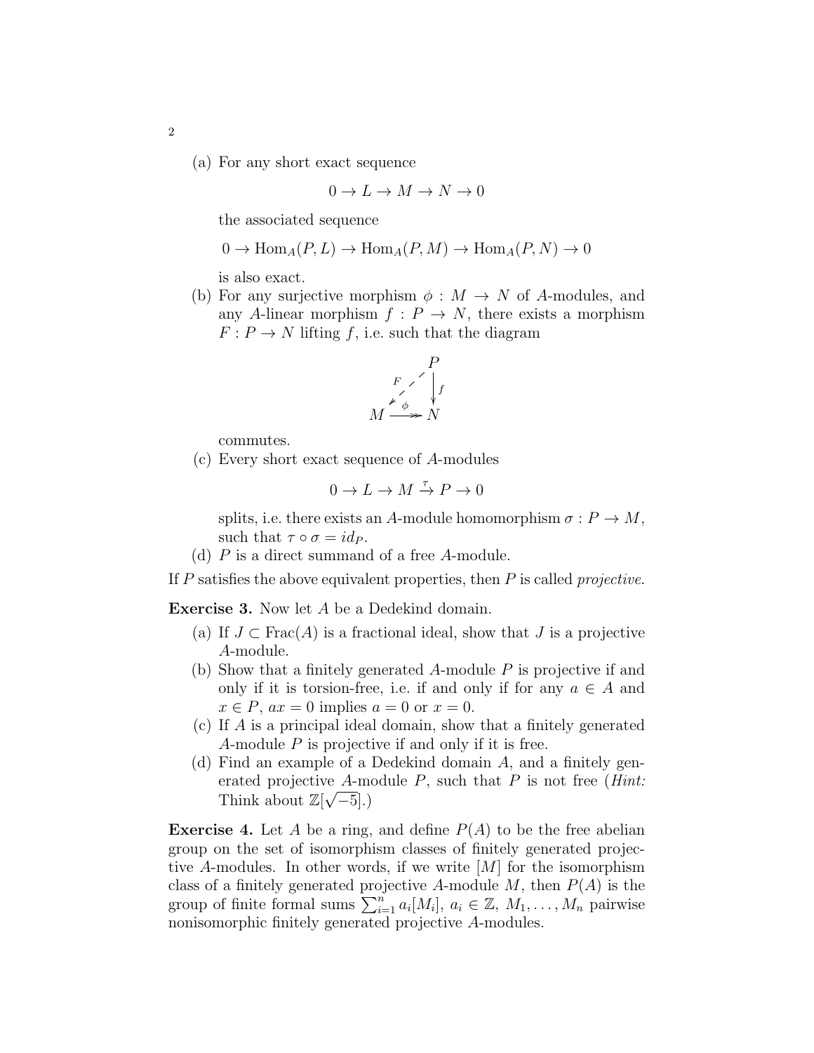(a) For any short exact sequence

$$0 \to L \to M \to N \to 0$$

the associated sequence

$$0 \to \mathrm{Hom}_A(P, L) \to \mathrm{Hom}_A(P, M) \to \mathrm{Hom}_A(P, N) \to 0$$

is also exact.

(b) For any surjective morphism $\phi : M \to N$ of $A$-modules, and any $A$-linear morphism $f : P \to N$, there exists a morphism $F : P \to N$ lifting $f$, i.e. such that the diagram

$$\begin{array}{ccc} & & P \\ & \overset{F}{\swarrow} & \downarrow f \\ M & \overset{\phi}{\twoheadrightarrow} & N \end{array}$$

commutes.

(c) Every short exact sequence of $A$-modules

$$0 \to L \to M \xrightarrow{\tau} P \to 0$$

splits, i.e. there exists an $A$-module homomorphism $\sigma : P \to M$, such that $\tau \circ \sigma = id_P$.

(d) $P$ is a direct summand of a free $A$-module.

If $P$ satisfies the above equivalent properties, then $P$ is called *projective*.

**Exercise 3.** Now let $A$ be a Dedekind domain.

(a) If $J \subset \mathrm{Frac}(A)$ is a fractional ideal, show that $J$ is a projective $A$-module.

(b) Show that a finitely generated $A$-module $P$ is projective if and only if it is torsion-free, i.e. if and only if for any $a \in A$ and $x \in P$, $ax = 0$ implies $a = 0$ or $x = 0$.

(c) If $A$ is a principal ideal domain, show that a finitely generated $A$-module $P$ is projective if and only if it is free.

(d) Find an example of a Dedekind domain $A$, and a finitely generated projective $A$-module $P$, such that $P$ is not free (*Hint:* Think about $\mathbb{Z}[\sqrt{-5}]$.)

**Exercise 4.** Let $A$ be a ring, and define $P(A)$ to be the free abelian group on the set of isomorphism classes of finitely generated projective $A$-modules. In other words, if we write $[M]$ for the isomorphism class of a finitely generated projective $A$-module $M$, then $P(A)$ is the group of finite formal sums $\sum_{i=1}^{n} a_i[M_i]$, $a_i \in \mathbb{Z}$, $M_1, \ldots, M_n$ pairwise nonisomorphic finitely generated projective $A$-modules.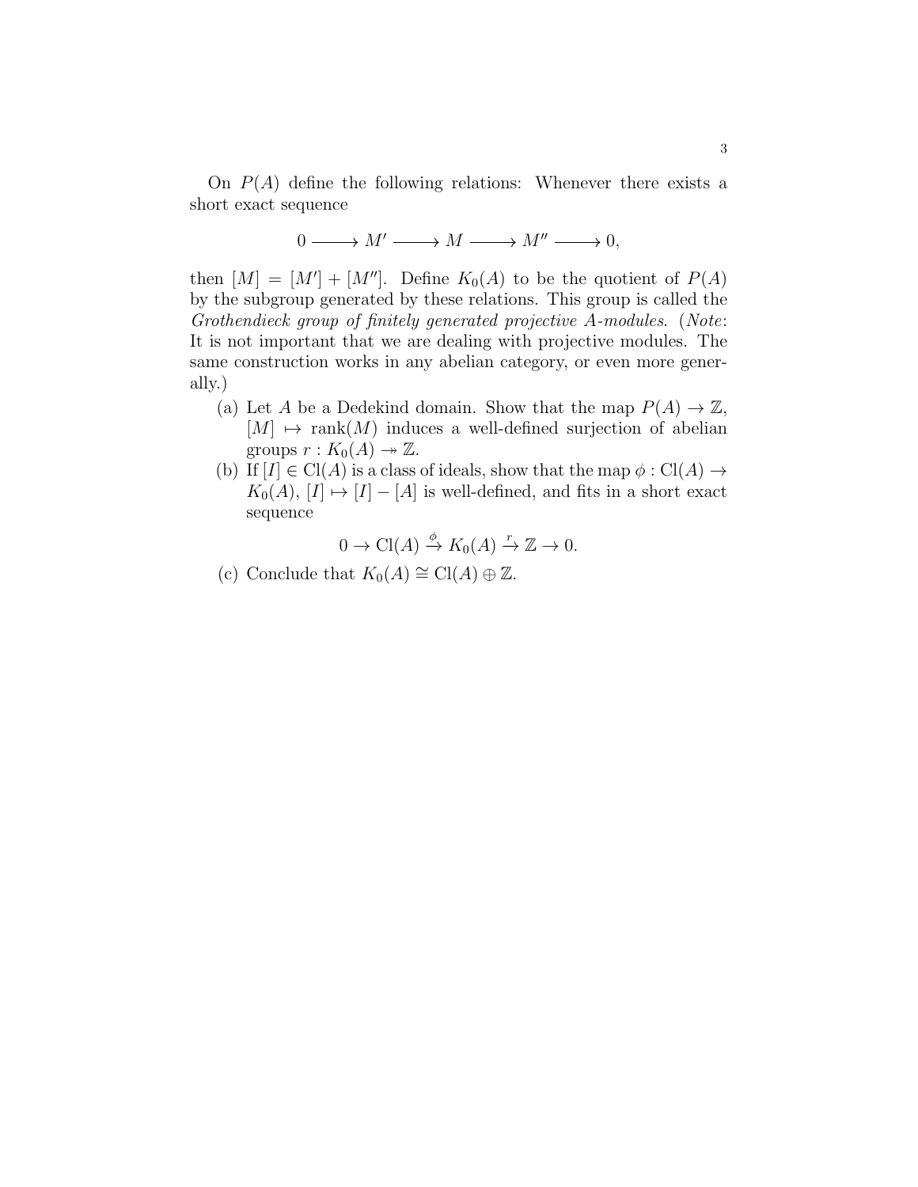On $P(A)$ define the following relations: Whenever there exists a short exact sequence

$$0 \longrightarrow M' \longrightarrow M \longrightarrow M'' \longrightarrow 0,$$

then $[M] = [M'] + [M'']$. Define $K_0(A)$ to be the quotient of $P(A)$ by the subgroup generated by these relations. This group is called the *Grothendieck group of finitely generated projective A-modules*. (*Note*: It is not important that we are dealing with projective modules. The same construction works in any abelian category, or even more generally.)

(a) Let $A$ be a Dedekind domain. Show that the map $P(A) \to \mathbb{Z}$, $[M] \mapsto \operatorname{rank}(M)$ induces a well-defined surjection of abelian groups $r : K_0(A) \twoheadrightarrow \mathbb{Z}$.

(b) If $[I] \in \operatorname{Cl}(A)$ is a class of ideals, show that the map $\phi : \operatorname{Cl}(A) \to K_0(A)$, $[I] \mapsto [I] - [A]$ is well-defined, and fits in a short exact sequence

$$0 \to \operatorname{Cl}(A) \xrightarrow{\phi} K_0(A) \xrightarrow{r} \mathbb{Z} \to 0.$$

(c) Conclude that $K_0(A) \cong \operatorname{Cl}(A) \oplus \mathbb{Z}$.